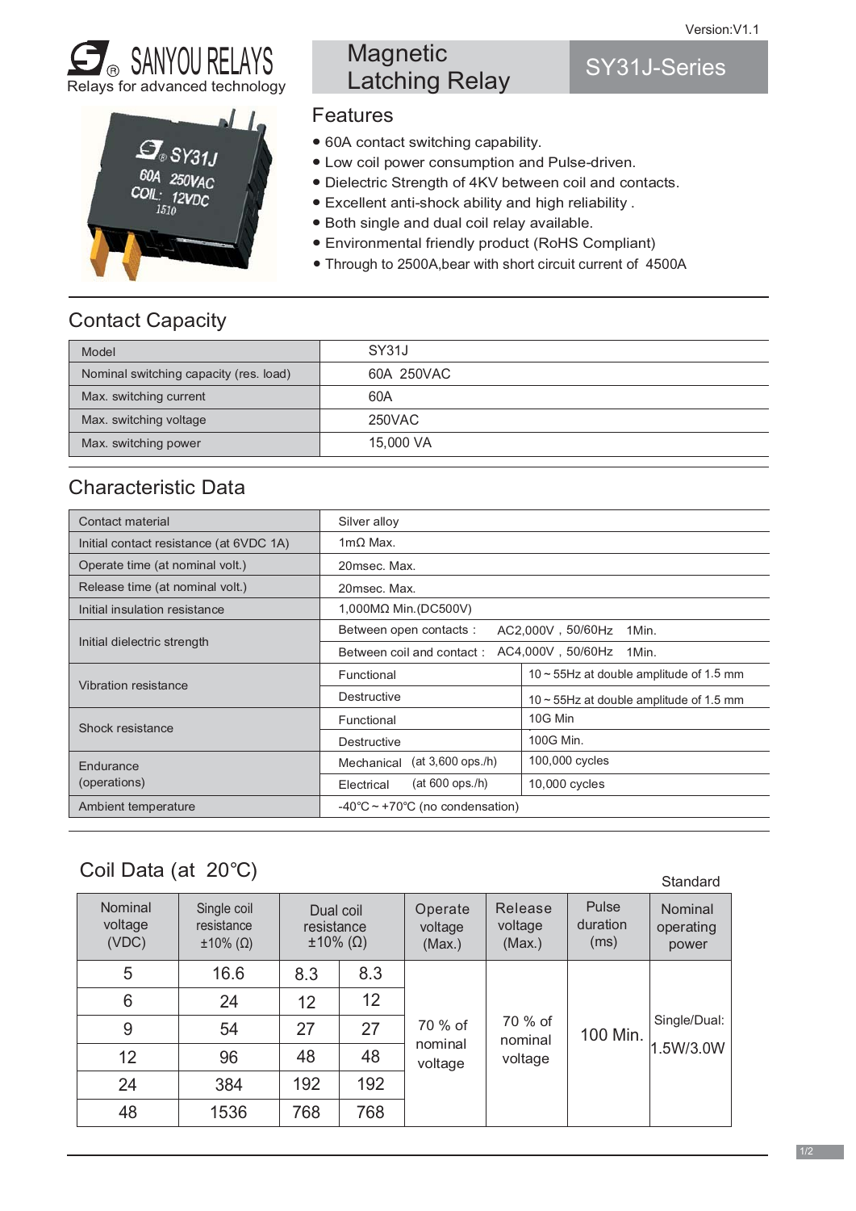Version:V1.1

**SANYOU RELAYS**
Relays for advanced technology

# Magnetic Latching Relay

# SY31J-Series

## Features

- 60A contact switching capability.
- Low coil power consumption and Pulse-driven.
- Dielectric Strength of 4KV between coil and contacts.
- Excellent anti-shock ability and high reliability .
- Both single and dual coil relay available.
- Environmental friendly product (RoHS Compliant)
- Through to 2500A,bear with short circuit current of 4500A

## Contact Capacity

| Model | SY31J |
|---|---|
| Nominal switching capacity (res. load) | 60A 250VAC |
| Max. switching current | 60A |
| Max. switching voltage | 250VAC |
| Max. switching power | 15,000 VA |

## Characteristic Data

| Item | | |
|---|---|---|
| Contact material | Silver alloy | |
| Initial contact resistance (at 6VDC 1A) | 1mΩ Max. | |
| Operate time (at nominal volt.) | 20msec. Max. | |
| Release time (at nominal volt.) | 20msec. Max. | |
| Initial insulation resistance | 1,000MΩ Min.(DC500V) | |
| Initial dielectric strength | Between open contacts : | AC2,000V , 50/60Hz 1Min. |
| | Between coil and contact : | AC4,000V , 50/60Hz 1Min. |
| Vibration resistance | Functional | 10 ~ 55Hz at double amplitude of 1.5 mm |
| | Destructive | 10 ~ 55Hz at double amplitude of 1.5 mm |
| Shock resistance | Functional | 10G Min |
| | Destructive | 100G Min. |
| Endurance (operations) | Mechanical (at 3,600 ops./h) | 100,000 cycles |
| | Electrical (at 600 ops./h) | 10,000 cycles |
| Ambient temperature | -40℃ ~ +70℃ (no condensation) | |

## Coil Data (at 20℃)

Standard

| Nominal voltage (VDC) | Single coil resistance ±10% (Ω) | Dual coil resistance ±10% (Ω) | | Operate voltage (Max.) | Release voltage (Max.) | Pulse duration (ms) | Nominal operating power |
|---|---|---|---|---|---|---|---|
| 5 | 16.6 | 8.3 | 8.3 | 70 % of nominal voltage | 70 % of nominal voltage | 100 Min. | Single/Dual: 1.5W/3.0W |
| 6 | 24 | 12 | 12 | | | | |
| 9 | 54 | 27 | 27 | | | | |
| 12 | 96 | 48 | 48 | | | | |
| 24 | 384 | 192 | 192 | | | | |
| 48 | 1536 | 768 | 768 | | | | |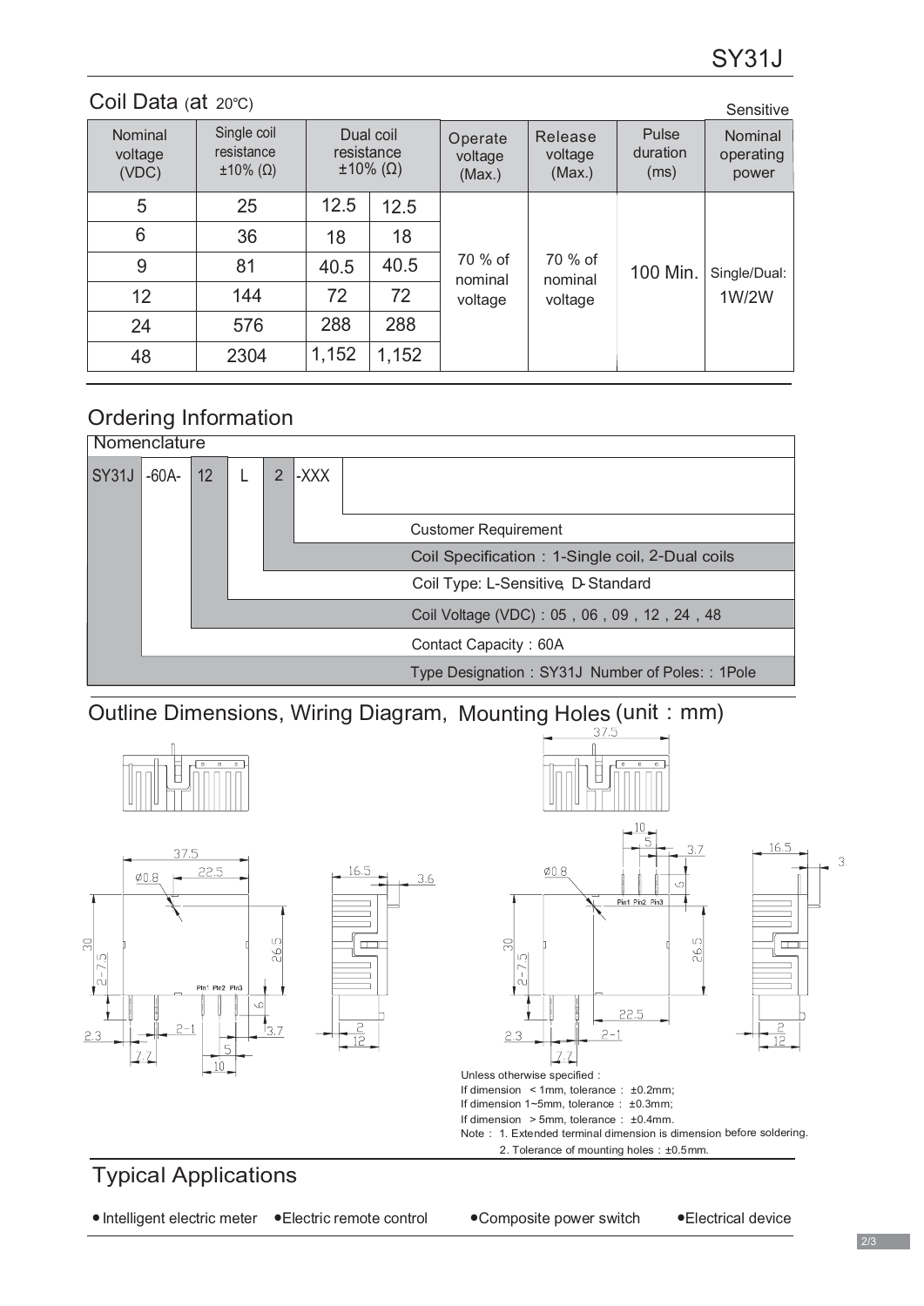## Coil Data (at 20℃)

Sensitive

| Nominal voltage (VDC) | Single coil resistance ±10% (Ω) | Dual coil resistance ±10% (Ω) | | Operate voltage (Max.) | Release voltage (Max.) | Pulse duration (ms) | Nominal operating power |
|---|---|---|---|---|---|---|---|
| 5 | 25 | 12.5 | 12.5 | 70 % of nominal voltage | 70 % of nominal voltage | 100 Min. | Single/Dual: 1W/2W |
| 6 | 36 | 18 | 18 | | | | |
| 9 | 81 | 40.5 | 40.5 | | | | |
| 12 | 144 | 72 | 72 | | | | |
| 24 | 576 | 288 | 288 | | | | |
| 48 | 2304 | 1,152 | 1,152 | | | | |

## Ordering Information

Nomenclature

SY31J -60A- 12 L 2 -XXX

- -XXX: Customer Requirement
- 2: Coil Specification：1-Single coil, 2-Dual coils
- L: Coil Type: L-Sensitive, D-Standard
- 12: Coil Voltage (VDC)：05，06，09，12，24，48
- -60A-: Contact Capacity：60A
- SY31J: Type Designation：SY31J Number of Poles:：1Pole

## Outline Dimensions, Wiring Diagram, Mounting Holes (unit：mm)

Unless otherwise specified：

If dimension < 1mm, tolerance： ±0.2mm;

If dimension 1~5mm, tolerance： ±0.3mm;

If dimension > 5mm, tolerance： ±0.4mm.

Note： 1. Extended terminal dimension is dimension before soldering.

2. Tolerance of mounting holes：±0.5mm.

## Typical Applications

- Intelligent electric meter
- Electric remote control
- Composite power switch
- Electrical device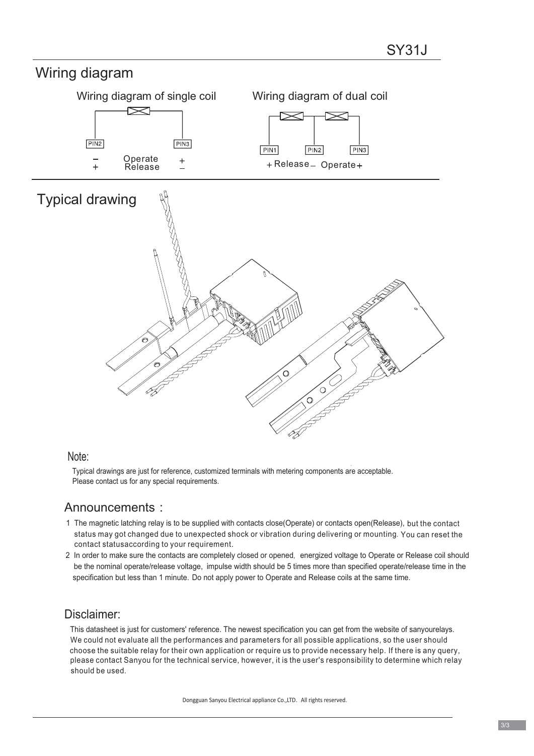## Wiring diagram

Wiring diagram of single coil

PIN2 PIN3

− Operate +

\+ Release −

Wiring diagram of dual coil

PIN1 PIN2 PIN3

\+ Release − Operate +

## Typical drawing

### Note:

Typical drawings are just for reference, customized terminals with metering components are acceptable.
Please contact us for any special requirements.

## Announcements：

1. The magnetic latching relay is to be supplied with contacts close(Operate) or contacts open(Release), but the contact status may got changed due to unexpected shock or vibration during delivering or mounting. You can reset the contact statusaccording to your requirement.
2. In order to make sure the contacts are completely closed or opened, energized voltage to Operate or Release coil should be the nominal operate/release voltage, impulse width should be 5 times more than specified operate/release time in the specification but less than 1 minute. Do not apply power to Operate and Release coils at the same time.

## Disclaimer:

This datasheet is just for customers' reference. The newest specification you can get from the website of sanyourelays. We could not evaluate all the performances and parameters for all possible applications, so the user should choose the suitable relay for their own application or require us to provide necessary help. If there is any query, please contact Sanyou for the technical service, however, it is the user's responsibility to determine which relay should be used.

Dongguan Sanyou Electrical appliance Co.,LTD. All rights reserved.